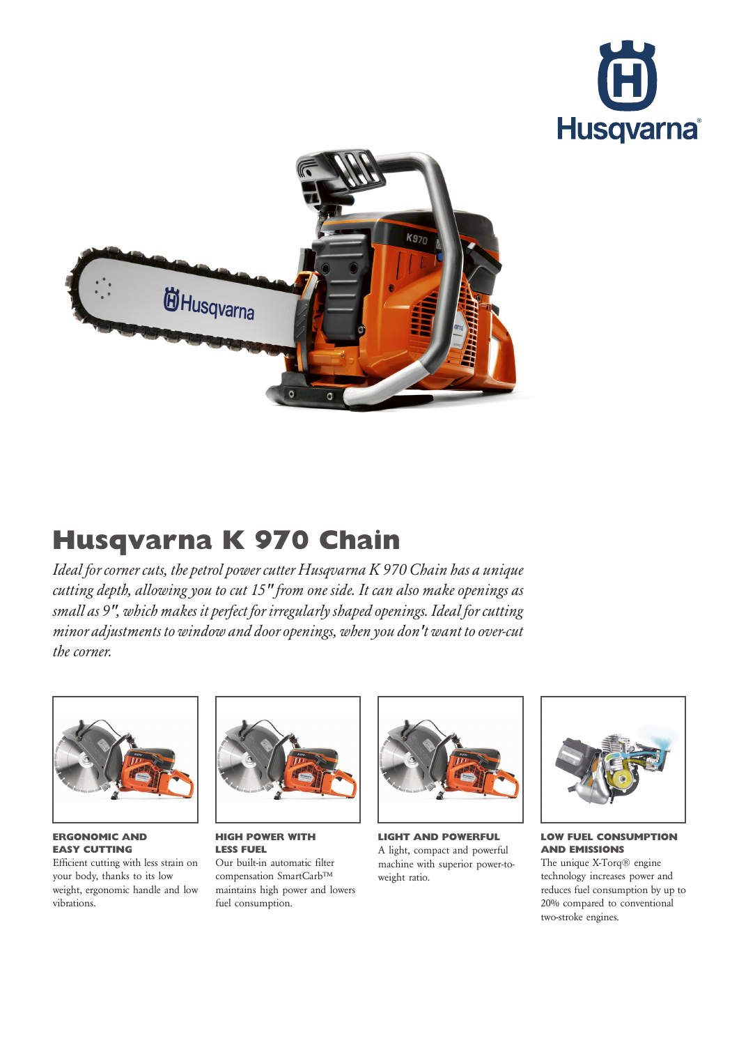# Husqvarna K 970 Chain

*Ideal for corner cuts, the petrol power cutter Husqvarna K 970 Chain has a unique cutting depth, allowing you to cut 15" from one side. It can also make openings as small as 9", which makes it perfect for irregularly shaped openings. Ideal for cutting minor adjustments to window and door openings, when you don't want to over-cut the corner.*

**ERGONOMIC AND EASY CUTTING**
Efficient cutting with less strain on your body, thanks to its low weight, ergonomic handle and low vibrations.

**HIGH POWER WITH LESS FUEL**
Our built-in automatic filter compensation SmartCarb™ maintains high power and lowers fuel consumption.

**LIGHT AND POWERFUL**
A light, compact and powerful machine with superior power-to-weight ratio.

**LOW FUEL CONSUMPTION AND EMISSIONS**
The unique X-Torq® engine technology increases power and reduces fuel consumption by up to 20% compared to conventional two-stroke engines.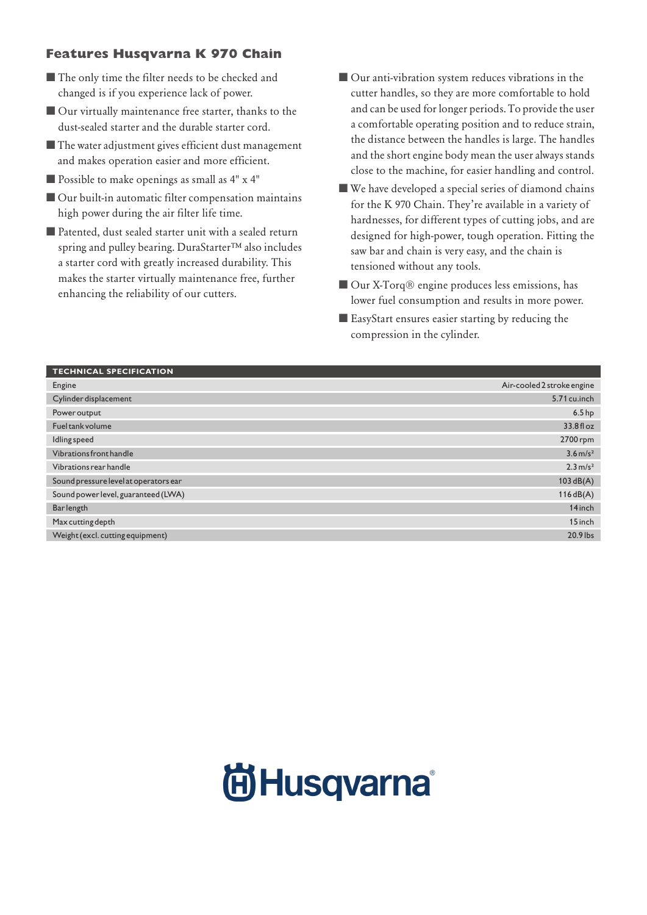## Features Husqvarna K 970 Chain

- The only time the filter needs to be checked and changed is if you experience lack of power.
- Our virtually maintenance free starter, thanks to the dust-sealed starter and the durable starter cord.
- The water adjustment gives efficient dust management and makes operation easier and more efficient.
- Possible to make openings as small as 4" x 4"
- Our built-in automatic filter compensation maintains high power during the air filter life time.
- Patented, dust sealed starter unit with a sealed return spring and pulley bearing. DuraStarter™ also includes a starter cord with greatly increased durability. This makes the starter virtually maintenance free, further enhancing the reliability of our cutters.
- Our anti-vibration system reduces vibrations in the cutter handles, so they are more comfortable to hold and can be used for longer periods. To provide the user a comfortable operating position and to reduce strain, the distance between the handles is large. The handles and the short engine body mean the user always stands close to the machine, for easier handling and control.
- We have developed a special series of diamond chains for the K 970 Chain. They're available in a variety of hardnesses, for different types of cutting jobs, and are designed for high-power, tough operation. Fitting the saw bar and chain is very easy, and the chain is tensioned without any tools.
- Our X-Torq® engine produces less emissions, has lower fuel consumption and results in more power.
- EasyStart ensures easier starting by reducing the compression in the cylinder.

| TECHNICAL SPECIFICATION | |
|---|---|
| Engine | Air-cooled 2 stroke engine |
| Cylinder displacement | 5.71 cu.inch |
| Power output | 6.5 hp |
| Fuel tank volume | 33.8 fl oz |
| Idling speed | 2700 rpm |
| Vibrations front handle | 3.6 m/s² |
| Vibrations rear handle | 2.3 m/s² |
| Sound pressure level at operators ear | 103 dB(A) |
| Sound power level, guaranteed (LWA) | 116 dB(A) |
| Bar length | 14 inch |
| Max cutting depth | 15 inch |
| Weight (excl. cutting equipment) | 20.9 lbs |

Husqvarna®